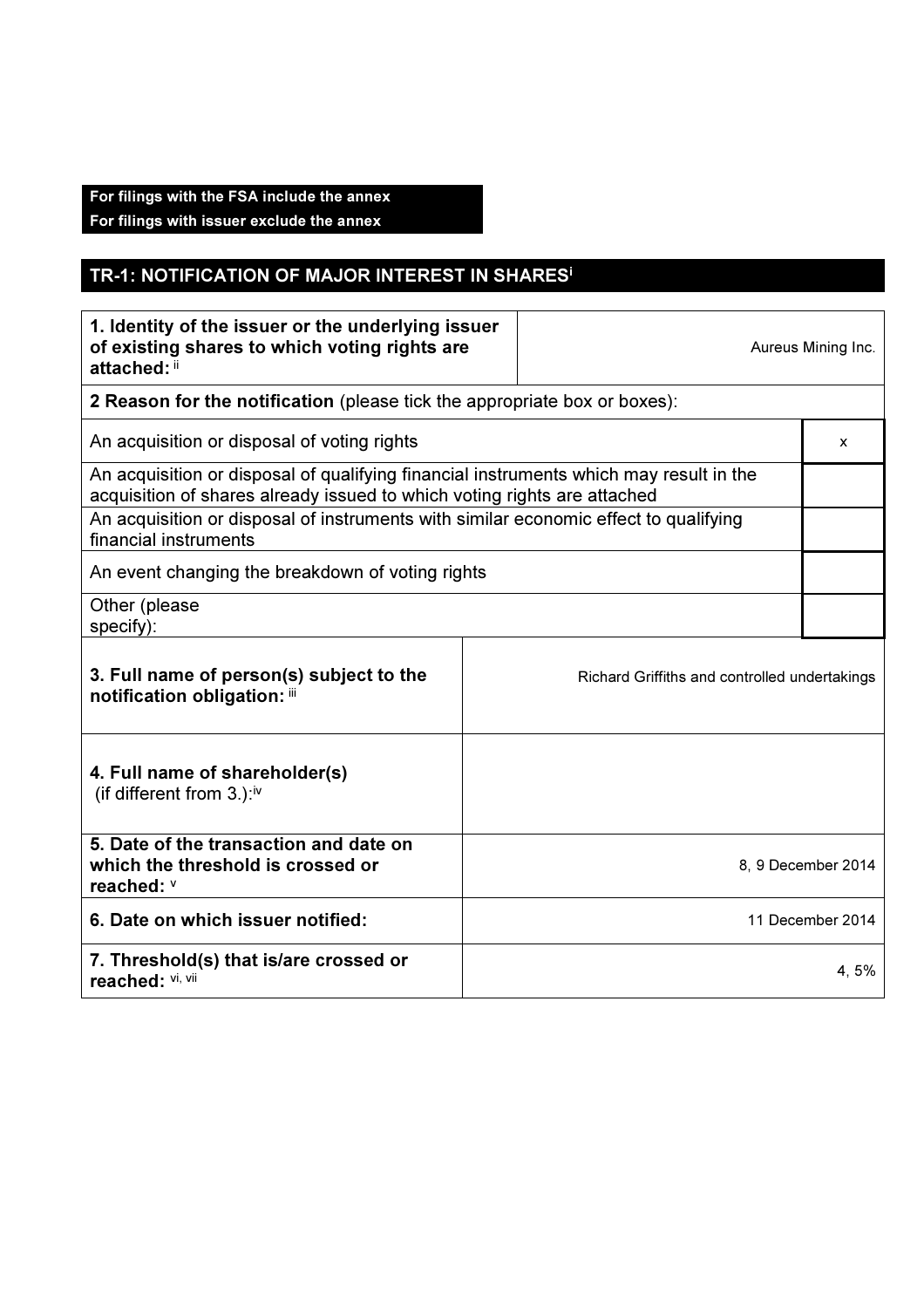**For filings with the FSA include the annex**
**For filings with issuer exclude the annex**

## TR-1: NOTIFICATION OF MAJOR INTEREST IN SHARES[i]

| | |
|---|---|
| **1. Identity of the issuer or the underlying issuer of existing shares to which voting rights are attached:** [ii] | Aureus Mining Inc. |
| **2 Reason for the notification** (please tick the appropriate box or boxes): | |
| An acquisition or disposal of voting rights | x |
| An acquisition or disposal of qualifying financial instruments which may result in the acquisition of shares already issued to which voting rights are attached | |
| An acquisition or disposal of instruments with similar economic effect to qualifying financial instruments | |
| An event changing the breakdown of voting rights | |
| Other (please specify): | |
| **3. Full name of person(s) subject to the notification obligation:** [iii] | Richard Griffiths and controlled undertakings |
| **4. Full name of shareholder(s)** (if different from 3.):[iv] | |
| **5. Date of the transaction and date on which the threshold is crossed or reached:** [v] | 8, 9 December 2014 |
| **6. Date on which issuer notified:** | 11 December 2014 |
| **7. Threshold(s) that is/are crossed or reached:** [vi, vii] | 4, 5% |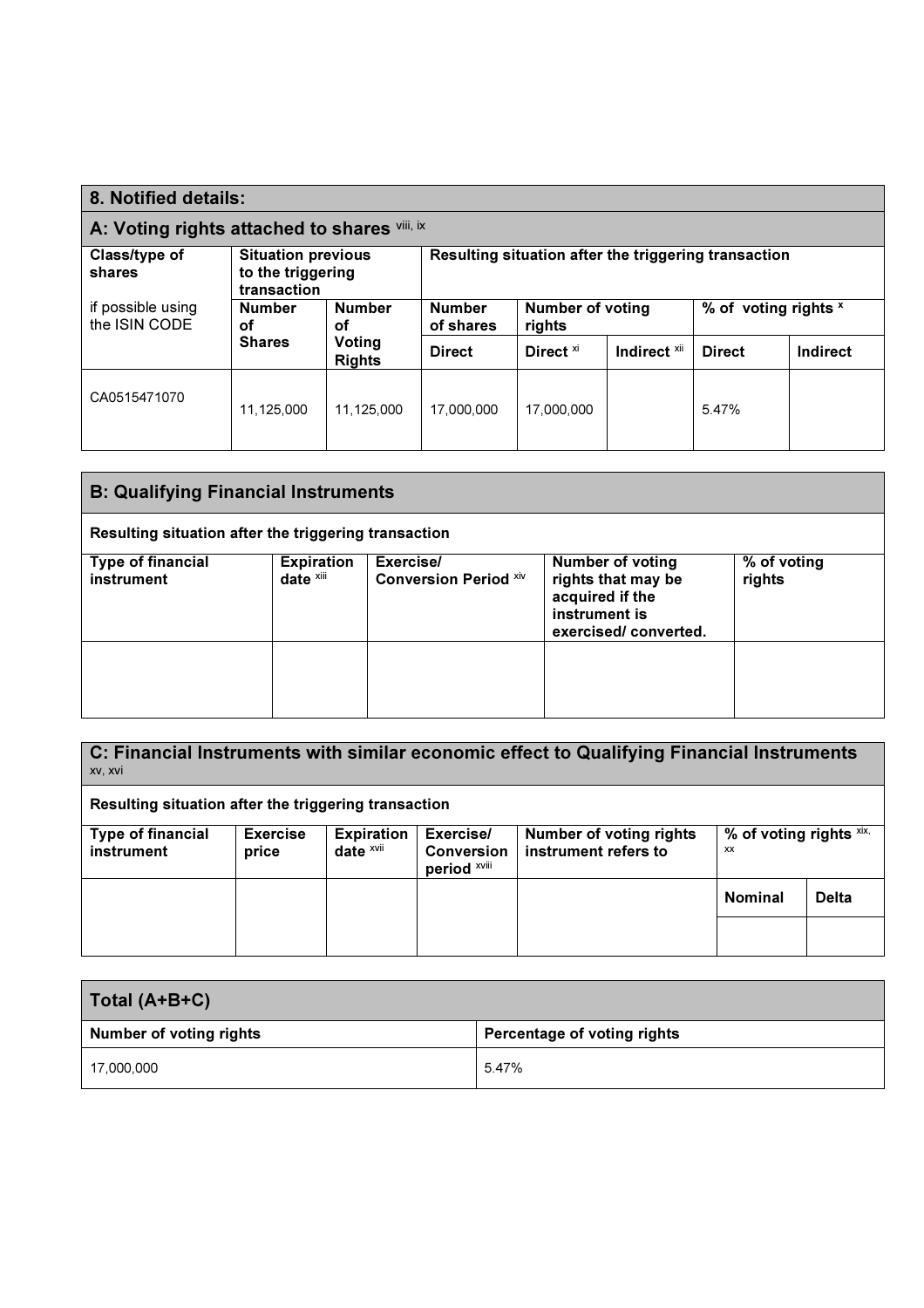## 8. Notified details:

### A: Voting rights attached to shares [viii, ix]

| Class/type of shares<br>if possible using the ISIN CODE | Situation previous to the triggering transaction | | Resulting situation after the triggering transaction | | | | |
|---|---|---|---|---|---|---|---|
| | Number of Shares | Number of Voting Rights | Number of shares | Number of voting rights | | % of voting rights [x] | |
| | | | Direct | Direct [xi] | Indirect [xii] | Direct | Indirect |
| CA0515471070 | 11,125,000 | 11,125,000 | 17,000,000 | 17,000,000 | | 5.47% | |

### B: Qualifying Financial Instruments

**Resulting situation after the triggering transaction**

| Type of financial instrument | Expiration date [xiii] | Exercise/ Conversion Period [xiv] | Number of voting rights that may be acquired if the instrument is exercised/ converted. | % of voting rights |
|---|---|---|---|---|
| | | | | |

### C: Financial Instruments with similar economic effect to Qualifying Financial Instruments [xv, xvi]

**Resulting situation after the triggering transaction**

| Type of financial instrument | Exercise price | Expiration date [xvii] | Exercise/ Conversion period [xviii] | Number of voting rights instrument refers to | % of voting rights [xix, xx] | |
|---|---|---|---|---|---|---|
| | | | | | Nominal | Delta |
| | | | | | | |

| Total (A+B+C) | |
|---|---|
| Number of voting rights | Percentage of voting rights |
| 17,000,000 | 5.47% |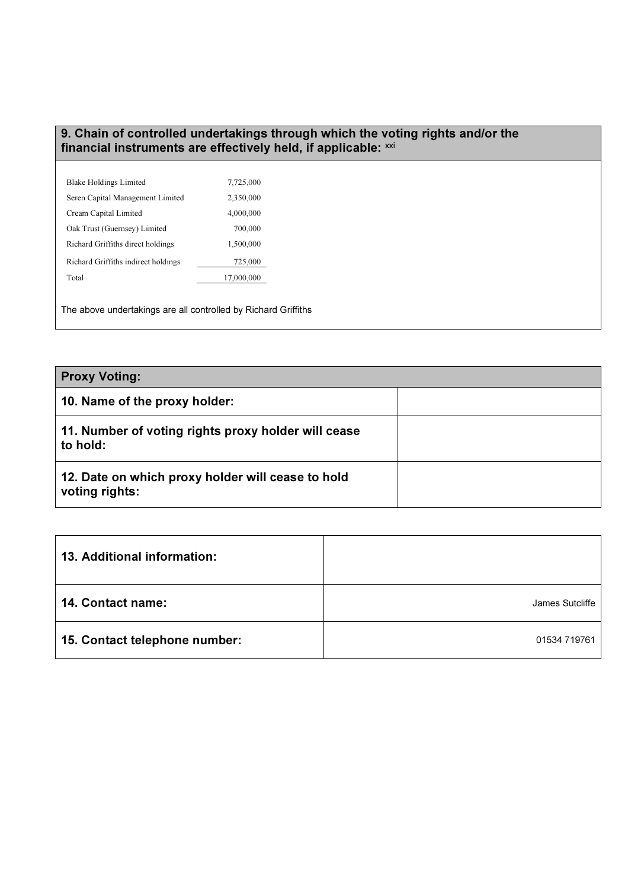## 9. Chain of controlled undertakings through which the voting rights and/or the financial instruments are effectively held, if applicable: [xxi]

| | |
|---|---|
| Blake Holdings Limited | 7,725,000 |
| Seren Capital Management Limited | 2,350,000 |
| Cream Capital Limited | 4,000,000 |
| Oak Trust (Guernsey) Limited | 700,000 |
| Richard Griffiths direct holdings | 1,500,000 |
| Richard Griffiths indirect holdings | 725,000 |
| Total | 17,000,000 |

The above undertakings are all controlled by Richard Griffiths

| **Proxy Voting:** | |
|---|---|
| **10. Name of the proxy holder:** | |
| **11. Number of voting rights proxy holder will cease to hold:** | |
| **12. Date on which proxy holder will cease to hold voting rights:** | |

| | |
|---|---|
| **13. Additional information:** | |
| **14. Contact name:** | James Sutcliffe |
| **15. Contact telephone number:** | 01534 719761 |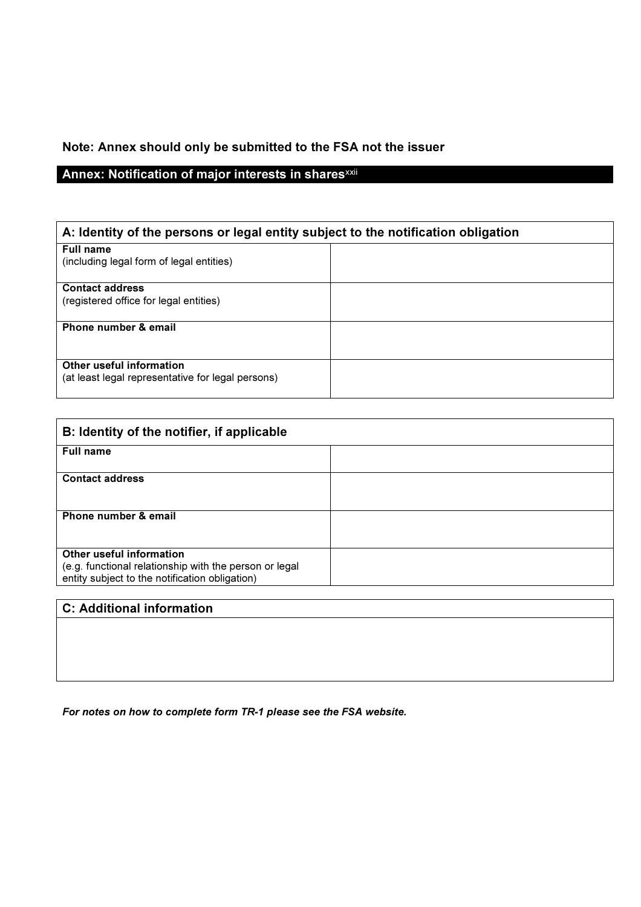**Note: Annex should only be submitted to the FSA not the issuer**

## Annex: Notification of major interests in shares[xxii]

| A: Identity of the persons or legal entity subject to the notification obligation | |
|---|---|
| **Full name**<br>(including legal form of legal entities) | |
| **Contact address**<br>(registered office for legal entities) | |
| **Phone number & email** | |
| **Other useful information**<br>(at least legal representative for legal persons) | |

| B: Identity of the notifier, if applicable | |
|---|---|
| **Full name** | |
| **Contact address** | |
| **Phone number & email** | |
| **Other useful information**<br>(e.g. functional relationship with the person or legal entity subject to the notification obligation) | |

| C: Additional information |
|---|
| |

***For notes on how to complete form TR-1 please see the FSA website.***